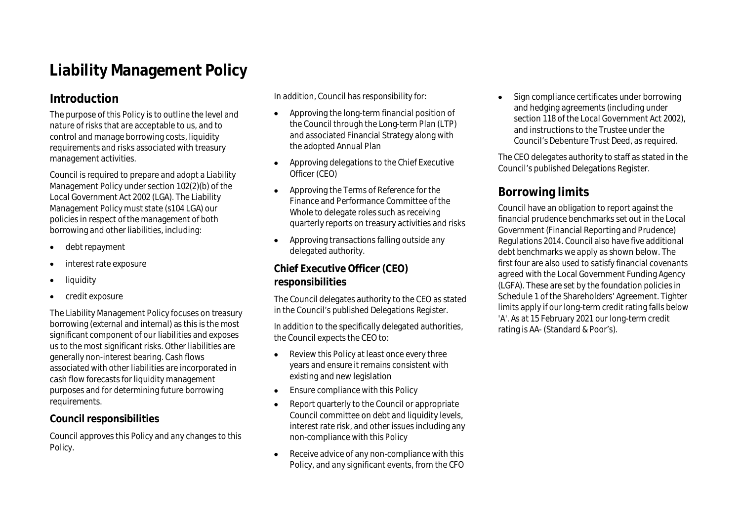# Liability Management Policy

## Introduction

The purpose of this Policy is to outline the level and nature of risks that are acceptable to us, and to control and manage borrowing costs, liquidity requirements and risks associated with treasury management activities.

Council is required to prepare and adopt a Liability Management Policy under section 102(2)(b) of the Local Government Act 2002 (LGA). The Liability Management Policy must state (s104 LGA) our policies in respect of the management of both borrowing and other liabilities, including:

- debt repayment
- interest rate exposure
- liquidity
- credit exposure

The Liability Management Policy focuses on treasury borrowing (external and internal) as this is the most significant component of our liabilities and exposes us to the most significant risks. Other liabilities are generally non-interest bearing. Cash flows associated with other liabilities are incorporated in cash flow forecasts for liquidity management purposes and for determining future borrowing requirements.

### Council responsibilities

Council approves this Policy and any changes to this Policy.

In addition, Council has responsibility for:

- Approving the long-term financial position of the Council through the Long-term Plan (LTP) and associated Financial Strategy along with the adopted Annual Plan
- Approving delegations to the Chief Executive Officer (CEO)
- Approving the Terms of Reference for the Finance and Performance Committee of the Whole to delegate roles such as receiving quarterly reports on treasury activities and risks
- Approving transactions falling outside any delegated authority.

### Chief Executive Officer (CEO) responsibilities

The Council delegates authority to the CEO as stated in the Council's published Delegations Register.

In addition to the specifically delegated authorities, the Council expects the CEO to:

- Review this Policy at least once every three years and ensure it remains consistent with existing and new legislation
- Ensure compliance with this Policy
- Report quarterly to the Council or appropriate Council committee on debt and liquidity levels, interest rate risk, and other issues including any non-compliance with this Policy
- Receive advice of any non-compliance with this Policy, and any significant events, from the CFO
- Sign compliance certificates under borrowing and hedging agreements (including under section 118 of the Local Government Act 2002), and instructions to the Trustee under the Council's Debenture Trust Deed, as required.

The CEO delegates authority to staff as stated in the Council's published Delegations Register.

## Borrowing limits

Council have an obligation to report against the financial prudence benchmarks set out in the Local Government (Financial Reporting and Prudence) Regulations 2014. Council also have five additional debt benchmarks we apply as shown below. The first four are also used to satisfy financial covenants agreed with the Local Government Funding Agency (LGFA). These are set by the foundation policies in Schedule 1 of the Shareholders' Agreement. Tighter limits apply if our long-term credit rating falls below 'A'. As at 15 February 2021 our long-term credit rating is AA- (Standard & Poor's).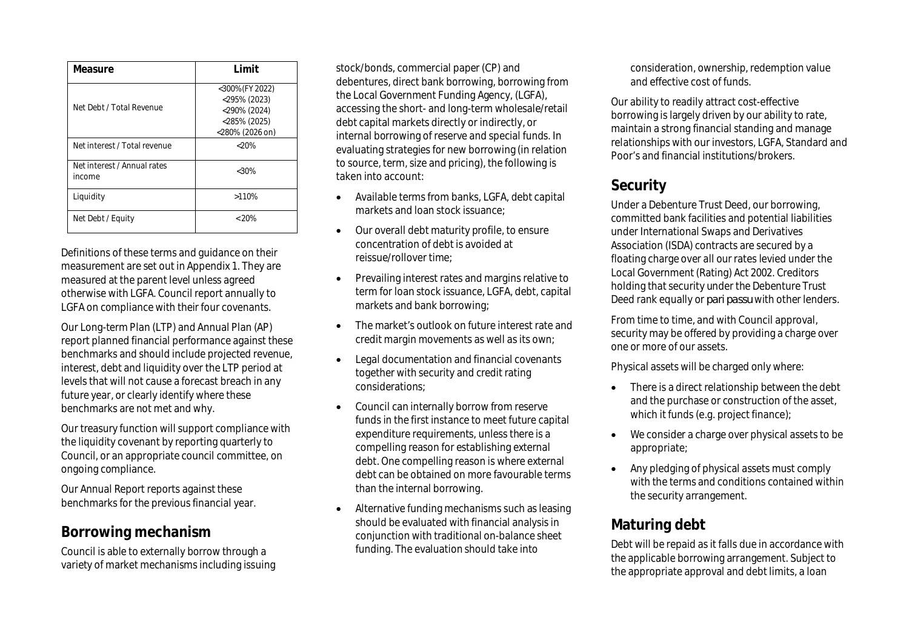| Measure | Limit |
|---|---|
| Net Debt / Total Revenue | <300% (FY 2022)<br><295% (2023)<br><290% (2024)<br><285% (2025)<br><280% (2026 on) |
| Net interest / Total revenue | <20% |
| Net interest / Annual rates income | <30% |
| Liquidity | >110% |
| Net Debt / Equity | < 20% |

Definitions of these terms and guidance on their measurement are set out in Appendix 1. They are measured at the parent level unless agreed otherwise with LGFA. Council report annually to LGFA on compliance with their four covenants.

Our Long-term Plan (LTP) and Annual Plan (AP) report planned financial performance against these benchmarks and should include projected revenue, interest, debt and liquidity over the LTP period at levels that will not cause a forecast breach in any future year, or clearly identify where these benchmarks are not met and why.

Our treasury function will support compliance with the liquidity covenant by reporting quarterly to Council, or an appropriate council committee, on ongoing compliance.

Our Annual Report reports against these benchmarks for the previous financial year.

## Borrowing mechanism

Council is able to externally borrow through a variety of market mechanisms including issuing stock/bonds, commercial paper (CP) and debentures, direct bank borrowing, borrowing from the Local Government Funding Agency, (LGFA), accessing the short- and long-term wholesale/retail debt capital markets directly or indirectly, or internal borrowing of reserve and special funds. In evaluating strategies for new borrowing (in relation to source, term, size and pricing), the following is taken into account:

- Available terms from banks, LGFA, debt capital markets and loan stock issuance;
- Our overall debt maturity profile, to ensure concentration of debt is avoided at reissue/rollover time;
- Prevailing interest rates and margins relative to term for loan stock issuance, LGFA, debt, capital markets and bank borrowing;
- The market's outlook on future interest rate and credit margin movements as well as its own;
- Legal documentation and financial covenants together with security and credit rating considerations;
- Council can internally borrow from reserve funds in the first instance to meet future capital expenditure requirements, unless there is a compelling reason for establishing external debt. One compelling reason is where external debt can be obtained on more favourable terms than the internal borrowing.
- Alternative funding mechanisms such as leasing should be evaluated with financial analysis in conjunction with traditional on-balance sheet funding. The evaluation should take into consideration, ownership, redemption value and effective cost of funds.

Our ability to readily attract cost-effective borrowing is largely driven by our ability to rate, maintain a strong financial standing and manage relationships with our investors, LGFA, Standard and Poor's and financial institutions/brokers.

## Security

Under a Debenture Trust Deed, our borrowing, committed bank facilities and potential liabilities under International Swaps and Derivatives Association (ISDA) contracts are secured by a floating charge over all our rates levied under the Local Government (Rating) Act 2002. Creditors holding that security under the Debenture Trust Deed rank equally or *pari passu* with other lenders.

From time to time, and with Council approval, security may be offered by providing a charge over one or more of our assets.

Physical assets will be charged only where:

- There is a direct relationship between the debt and the purchase or construction of the asset, which it funds (e.g. project finance);
- We consider a charge over physical assets to be appropriate;
- Any pledging of physical assets must comply with the terms and conditions contained within the security arrangement.

## Maturing debt

Debt will be repaid as it falls due in accordance with the applicable borrowing arrangement. Subject to the appropriate approval and debt limits, a loan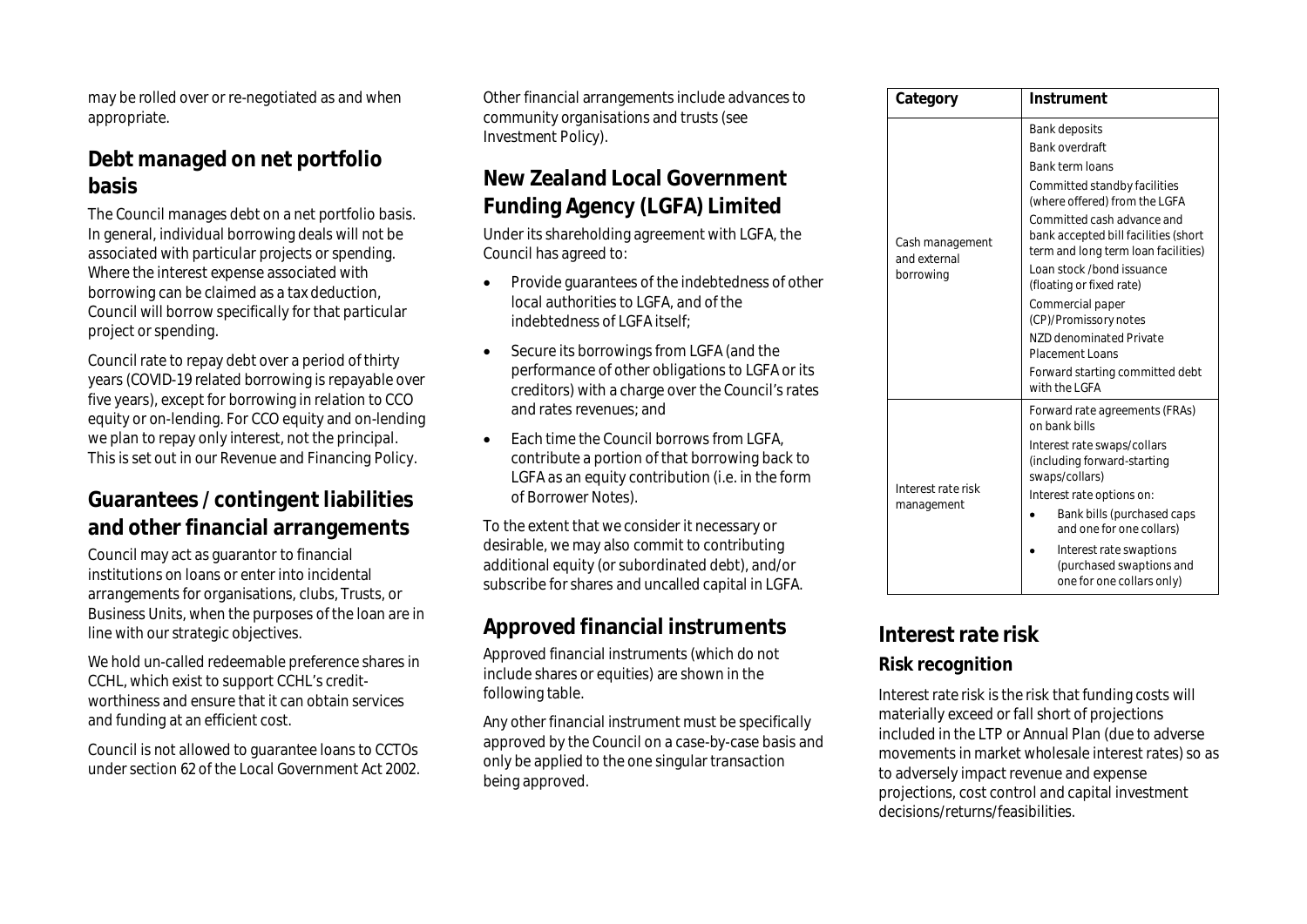may be rolled over or re-negotiated as and when appropriate.

## Debt managed on net portfolio basis

The Council manages debt on a net portfolio basis. In general, individual borrowing deals will not be associated with particular projects or spending. Where the interest expense associated with borrowing can be claimed as a tax deduction, Council will borrow specifically for that particular project or spending.

Council rate to repay debt over a period of thirty years (COVID-19 related borrowing is repayable over five years), except for borrowing in relation to CCO equity or on-lending. For CCO equity and on-lending we plan to repay only interest, not the principal. This is set out in our Revenue and Financing Policy.

## Guarantees / contingent liabilities and other financial arrangements

Council may act as guarantor to financial institutions on loans or enter into incidental arrangements for organisations, clubs, Trusts, or Business Units, when the purposes of the loan are in line with our strategic objectives.

We hold un-called redeemable preference shares in CCHL, which exist to support CCHL's credit-worthiness and ensure that it can obtain services and funding at an efficient cost.

Council is not allowed to guarantee loans to CCTOs under section 62 of the Local Government Act 2002.

Other financial arrangements include advances to community organisations and trusts (see Investment Policy).

## New Zealand Local Government Funding Agency (LGFA) Limited

Under its shareholding agreement with LGFA, the Council has agreed to:

- Provide guarantees of the indebtedness of other local authorities to LGFA, and of the indebtedness of LGFA itself;
- Secure its borrowings from LGFA (and the performance of other obligations to LGFA or its creditors) with a charge over the Council's rates and rates revenues; and
- Each time the Council borrows from LGFA, contribute a portion of that borrowing back to LGFA as an equity contribution (i.e. in the form of Borrower Notes).

To the extent that we consider it necessary or desirable, we may also commit to contributing additional equity (or subordinated debt), and/or subscribe for shares and uncalled capital in LGFA.

## Approved financial instruments

Approved financial instruments (which do not include shares or equities) are shown in the following table.

Any other financial instrument must be specifically approved by the Council on a case-by-case basis and only be applied to the one singular transaction being approved.

| Category | Instrument |
|---|---|
| Cash management and external borrowing | Bank deposits<br>Bank overdraft<br>Bank term loans<br>Committed standby facilities (where offered) from the LGFA<br>Committed cash advance and bank accepted bill facilities (short term and long term loan facilities)<br>Loan stock /bond issuance (floating or fixed rate)<br>Commercial paper (CP)/Promissory notes<br>NZD denominated Private Placement Loans<br>Forward starting committed debt with the LGFA |
| Interest rate risk management | Forward rate agreements (FRAs) on bank bills<br>Interest rate swaps/collars (including forward-starting swaps/collars)<br>Interest rate options on:<br>• Bank bills (purchased caps and one for one collars)<br>• Interest rate swaptions (purchased swaptions and one for one collars only) |

## Interest rate risk

### Risk recognition

Interest rate risk is the risk that funding costs will materially exceed or fall short of projections included in the LTP or Annual Plan (due to adverse movements in market wholesale interest rates) so as to adversely impact revenue and expense projections, cost control and capital investment decisions/returns/feasibilities.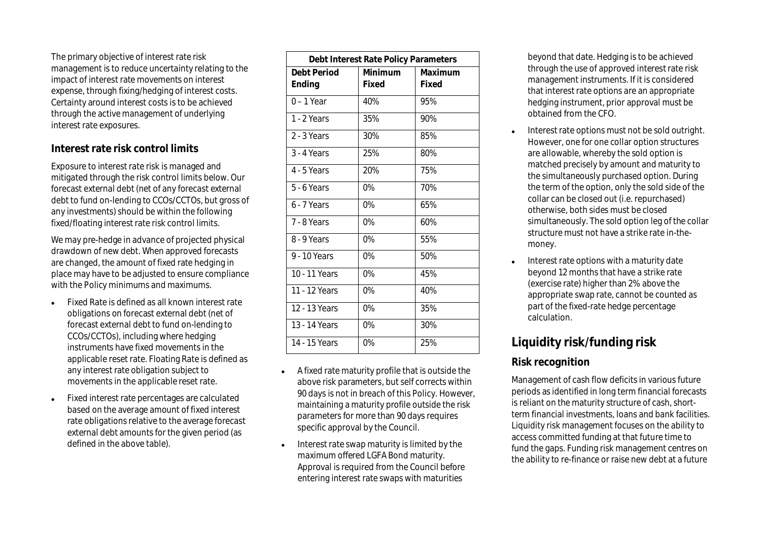The primary objective of interest rate risk management is to reduce uncertainty relating to the impact of interest rate movements on interest expense, through fixing/hedging of interest costs. Certainty around interest costs is to be achieved through the active management of underlying interest rate exposures.

### Interest rate risk control limits

Exposure to interest rate risk is managed and mitigated through the risk control limits below. Our forecast external debt (net of any forecast external debt to fund on-lending to CCOs/CCTOs, but gross of any investments) should be within the following fixed/floating interest rate risk control limits.

We may pre-hedge in advance of projected physical drawdown of new debt. When approved forecasts are changed, the amount of fixed rate hedging in place may have to be adjusted to ensure compliance with the Policy minimums and maximums.

- Fixed Rate is defined as all known interest rate obligations on forecast external debt (net of forecast external debt to fund on-lending to CCOs/CCTOs), including where hedging instruments have fixed movements in the applicable reset rate. Floating Rate is defined as any interest rate obligation subject to movements in the applicable reset rate.
- Fixed interest rate percentages are calculated based on the average amount of fixed interest rate obligations relative to the average forecast external debt amounts for the given period (as defined in the above table).

| Debt Interest Rate Policy Parameters | | |
|---|---|---|
| **Debt Period Ending** | **Minimum Fixed** | **Maximum Fixed** |
| 0 – 1 Year | 40% | 95% |
| 1 - 2 Years | 35% | 90% |
| 2 - 3 Years | 30% | 85% |
| 3 - 4 Years | 25% | 80% |
| 4 - 5 Years | 20% | 75% |
| 5 - 6 Years | 0% | 70% |
| 6 - 7 Years | 0% | 65% |
| 7 - 8 Years | 0% | 60% |
| 8 - 9 Years | 0% | 55% |
| 9 - 10 Years | 0% | 50% |
| 10 - 11 Years | 0% | 45% |
| 11 - 12 Years | 0% | 40% |
| 12 - 13 Years | 0% | 35% |
| 13 - 14 Years | 0% | 30% |
| 14 - 15 Years | 0% | 25% |

- A fixed rate maturity profile that is outside the above risk parameters, but self corrects within 90 days is not in breach of this Policy. However, maintaining a maturity profile outside the risk parameters for more than 90 days requires specific approval by the Council.
- Interest rate swap maturity is limited by the maximum offered LGFA Bond maturity. Approval is required from the Council before entering interest rate swaps with maturities beyond that date. Hedging is to be achieved through the use of approved interest rate risk management instruments. If it is considered that interest rate options are an appropriate hedging instrument, prior approval must be obtained from the CFO.
- Interest rate options must not be sold outright. However, one for one collar option structures are allowable, whereby the sold option is matched precisely by amount and maturity to the simultaneously purchased option. During the term of the option, only the sold side of the collar can be closed out (i.e. repurchased) otherwise, both sides must be closed simultaneously. The sold option leg of the collar structure must not have a strike rate in-the-money.
- Interest rate options with a maturity date beyond 12 months that have a strike rate (exercise rate) higher than 2% above the appropriate swap rate, cannot be counted as part of the fixed-rate hedge percentage calculation.

## Liquidity risk/funding risk

### Risk recognition

Management of cash flow deficits in various future periods as identified in long term financial forecasts is reliant on the maturity structure of cash, short-term financial investments, loans and bank facilities. Liquidity risk management focuses on the ability to access committed funding at that future time to fund the gaps. Funding risk management centres on the ability to re-finance or raise new debt at a future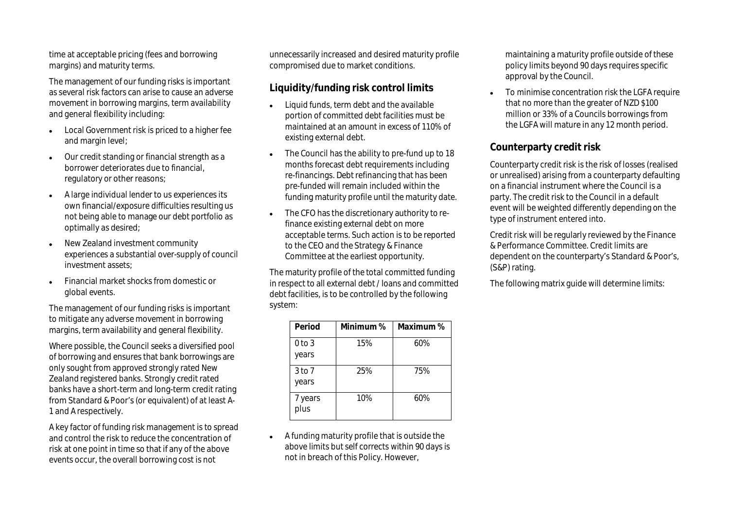time at acceptable pricing (fees and borrowing margins) and maturity terms.

The management of our funding risks is important as several risk factors can arise to cause an adverse movement in borrowing margins, term availability and general flexibility including:

- Local Government risk is priced to a higher fee and margin level;
- Our credit standing or financial strength as a borrower deteriorates due to financial, regulatory or other reasons;
- A large individual lender to us experiences its own financial/exposure difficulties resulting us not being able to manage our debt portfolio as optimally as desired;
- New Zealand investment community experiences a substantial over-supply of council investment assets;
- Financial market shocks from domestic or global events.

The management of our funding risks is important to mitigate any adverse movement in borrowing margins, term availability and general flexibility.

Where possible, the Council seeks a diversified pool of borrowing and ensures that bank borrowings are only sought from approved strongly rated New Zealand registered banks. Strongly credit rated banks have a short-term and long-term credit rating from Standard & Poor's (or equivalent) of at least A-1 and A respectively.

A key factor of funding risk management is to spread and control the risk to reduce the concentration of risk at one point in time so that if any of the above events occur, the overall borrowing cost is not unnecessarily increased and desired maturity profile compromised due to market conditions.

## Liquidity/funding risk control limits

- Liquid funds, term debt and the available portion of committed debt facilities must be maintained at an amount in excess of 110% of existing external debt.
- The Council has the ability to pre-fund up to 18 months forecast debt requirements including re-financings. Debt refinancing that has been pre-funded will remain included within the funding maturity profile until the maturity date.
- The CFO has the discretionary authority to re-finance existing external debt on more acceptable terms. Such action is to be reported to the CEO and the Strategy & Finance Committee at the earliest opportunity.

The maturity profile of the total committed funding in respect to all external debt / loans and committed debt facilities, is to be controlled by the following system:

| Period | Minimum % | Maximum % |
|---|---|---|
| 0 to 3 years | 15% | 60% |
| 3 to 7 years | 25% | 75% |
| 7 years plus | 10% | 60% |

- A funding maturity profile that is outside the above limits but self corrects within 90 days is not in breach of this Policy. However, maintaining a maturity profile outside of these policy limits beyond 90 days requires specific approval by the Council.
- To minimise concentration risk the LGFA require that no more than the greater of NZD $100 million or 33% of a Councils borrowings from the LGFA will mature in any 12 month period.

## Counterparty credit risk

Counterparty credit risk is the risk of losses (realised or unrealised) arising from a counterparty defaulting on a financial instrument where the Council is a party. The credit risk to the Council in a default event will be weighted differently depending on the type of instrument entered into.

Credit risk will be regularly reviewed by the Finance & Performance Committee. Credit limits are dependent on the counterparty's Standard & Poor's, (S&P) rating.

The following matrix guide will determine limits: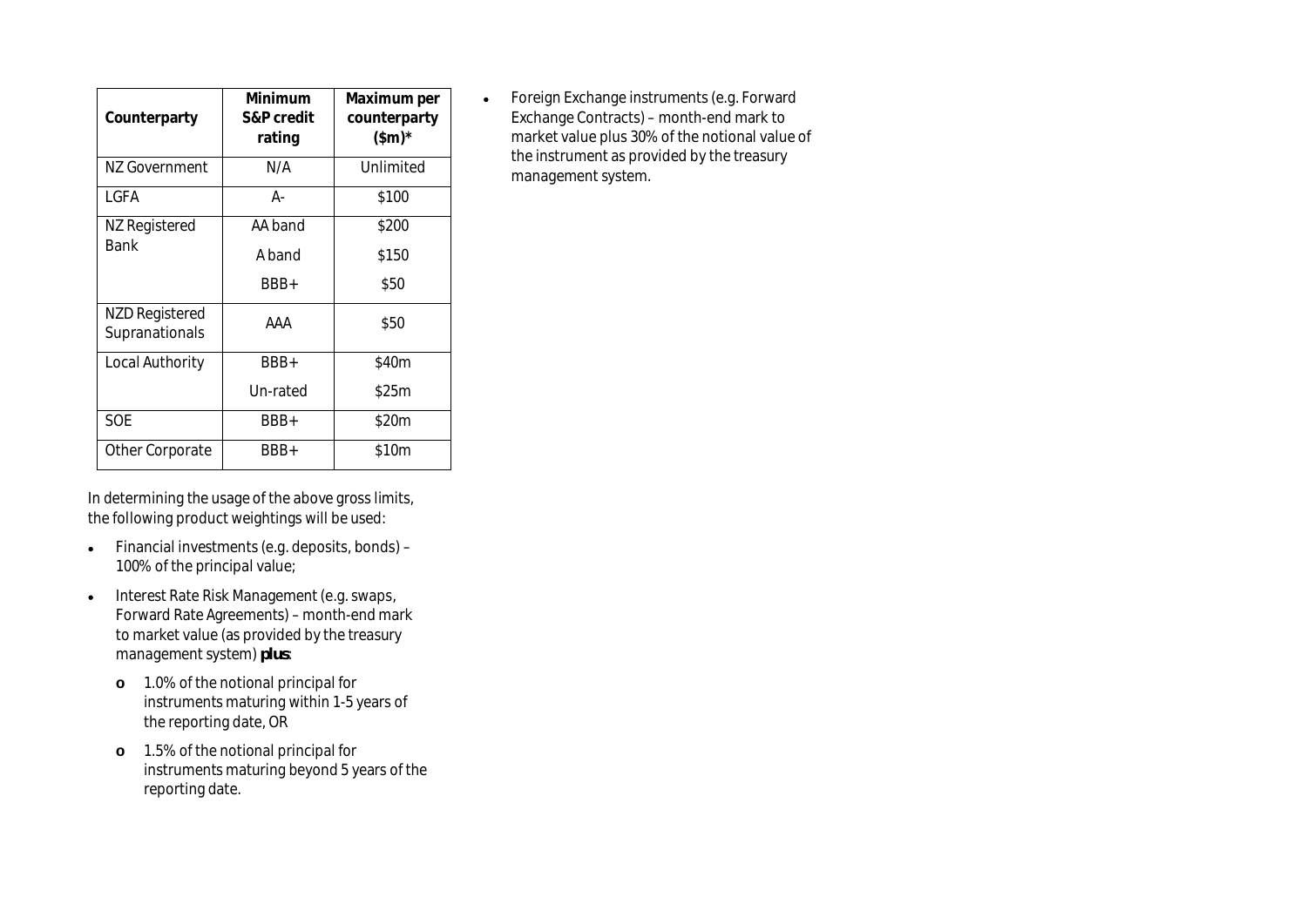| Counterparty | Minimum S&P credit rating | Maximum per counterparty ($m)* |
|---|---|---|
| NZ Government | N/A | Unlimited |
| LGFA | A- | $100 |
| NZ Registered Bank | AA band | $200 |
| | A band | $150 |
| | BBB+ | $50 |
| NZD Registered Supranationals | AAA | $50 |
| Local Authority | BBB+ | $40m |
| | Un-rated | $25m |
| SOE | BBB+ | $20m |
| Other Corporate | BBB+ | $10m |

In determining the usage of the above gross limits, the following product weightings will be used:

- Financial investments (e.g. deposits, bonds) – 100% of the principal value;
- Interest Rate Risk Management (e.g. swaps, Forward Rate Agreements) – month-end mark to market value (as provided by the treasury management system) **plus**:
  - 1.0% of the notional principal for instruments maturing within 1-5 years of the reporting date, OR
  - 1.5% of the notional principal for instruments maturing beyond 5 years of the reporting date.
- Foreign Exchange instruments (e.g. Forward Exchange Contracts) – month-end mark to market value plus 30% of the notional value of the instrument as provided by the treasury management system.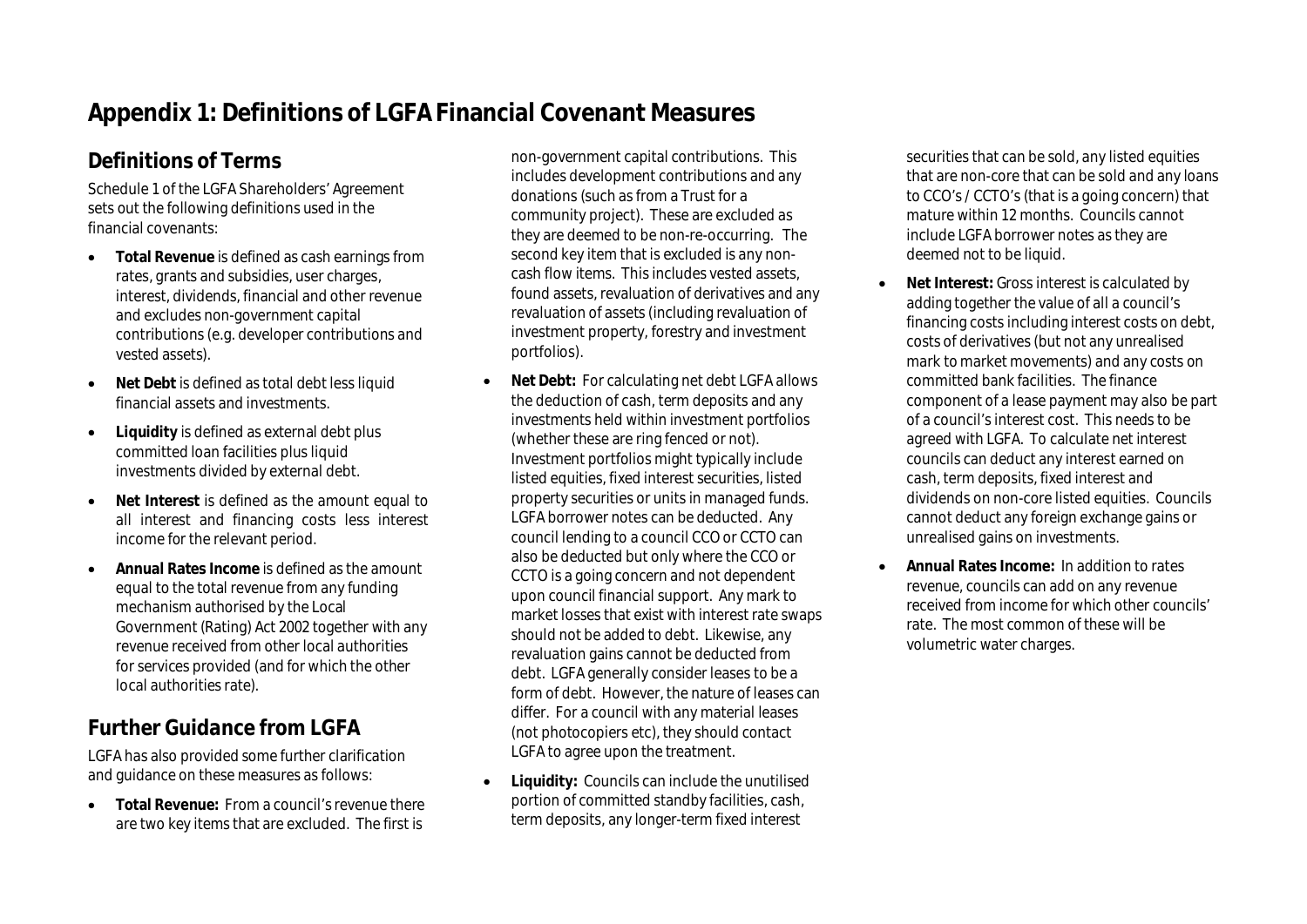# Appendix 1: Definitions of LGFA Financial Covenant Measures

## Definitions of Terms

Schedule 1 of the LGFA Shareholders' Agreement sets out the following definitions used in the financial covenants:

- **Total Revenue** is defined as cash earnings from rates, grants and subsidies, user charges, interest, dividends, financial and other revenue and excludes non-government capital contributions (e.g. developer contributions and vested assets).
- **Net Debt** is defined as total debt less liquid financial assets and investments.
- **Liquidity** is defined as external debt plus committed loan facilities plus liquid investments divided by external debt.
- **Net Interest** is defined as the amount equal to all interest and financing costs less interest income for the relevant period.
- **Annual Rates Income** is defined as the amount equal to the total revenue from any funding mechanism authorised by the Local Government (Rating) Act 2002 together with any revenue received from other local authorities for services provided (and for which the other local authorities rate).

## Further Guidance from LGFA

LGFA has also provided some further clarification and guidance on these measures as follows:

- **Total Revenue:** From a council's revenue there are two key items that are excluded. The first is non-government capital contributions. This includes development contributions and any donations (such as from a Trust for a community project). These are excluded as they are deemed to be non-re-occurring. The second key item that is excluded is any non-cash flow items. This includes vested assets, found assets, revaluation of derivatives and any revaluation of assets (including revaluation of investment property, forestry and investment portfolios).
- **Net Debt:** For calculating net debt LGFA allows the deduction of cash, term deposits and any investments held within investment portfolios (whether these are ring fenced or not). Investment portfolios might typically include listed equities, fixed interest securities, listed property securities or units in managed funds. LGFA borrower notes can be deducted. Any council lending to a council CCO or CCTO can also be deducted but only where the CCO or CCTO is a going concern and not dependent upon council financial support. Any mark to market losses that exist with interest rate swaps should not be added to debt. Likewise, any revaluation gains cannot be deducted from debt. LGFA generally consider leases to be a form of debt. However, the nature of leases can differ. For a council with any material leases (not photocopiers etc), they should contact LGFA to agree upon the treatment.
- **Liquidity:** Councils can include the unutilised portion of committed standby facilities, cash, term deposits, any longer-term fixed interest securities that can be sold, any listed equities that are non-core that can be sold and any loans to CCO's / CCTO's (that is a going concern) that mature within 12 months. Councils cannot include LGFA borrower notes as they are deemed not to be liquid.
- **Net Interest:** Gross interest is calculated by adding together the value of all a council's financing costs including interest costs on debt, costs of derivatives (but not any unrealised mark to market movements) and any costs on committed bank facilities. The finance component of a lease payment may also be part of a council's interest cost. This needs to be agreed with LGFA. To calculate net interest councils can deduct any interest earned on cash, term deposits, fixed interest and dividends on non-core listed equities. Councils cannot deduct any foreign exchange gains or unrealised gains on investments.
- **Annual Rates Income:** In addition to rates revenue, councils can add on any revenue received from income for which other councils' rate. The most common of these will be volumetric water charges.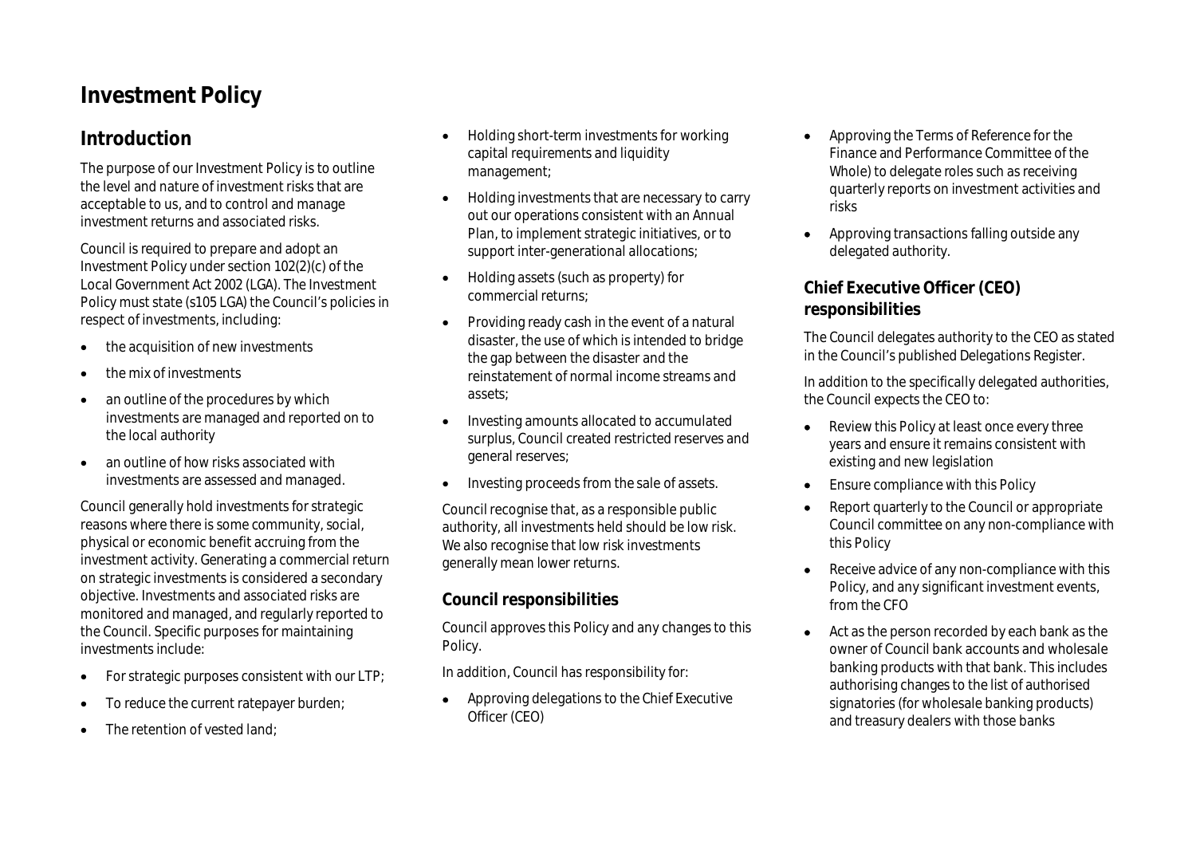# Investment Policy

## Introduction

The purpose of our Investment Policy is to outline the level and nature of investment risks that are acceptable to us, and to control and manage investment returns and associated risks.

Council is required to prepare and adopt an Investment Policy under section 102(2)(c) of the Local Government Act 2002 (LGA). The Investment Policy must state (s105 LGA) the Council's policies in respect of investments, including:

- the acquisition of new investments
- the mix of investments
- an outline of the procedures by which investments are managed and reported on to the local authority
- an outline of how risks associated with investments are assessed and managed.

Council generally hold investments for strategic reasons where there is some community, social, physical or economic benefit accruing from the investment activity. Generating a commercial return on strategic investments is considered a secondary objective. Investments and associated risks are monitored and managed, and regularly reported to the Council. Specific purposes for maintaining investments include:

- For strategic purposes consistent with our LTP;
- To reduce the current ratepayer burden;
- The retention of vested land;
- Holding short-term investments for working capital requirements and liquidity management;
- Holding investments that are necessary to carry out our operations consistent with an Annual Plan, to implement strategic initiatives, or to support inter-generational allocations;
- Holding assets (such as property) for commercial returns;
- Providing ready cash in the event of a natural disaster, the use of which is intended to bridge the gap between the disaster and the reinstatement of normal income streams and assets;
- Investing amounts allocated to accumulated surplus, Council created restricted reserves and general reserves;
- Investing proceeds from the sale of assets.

Council recognise that, as a responsible public authority, all investments held should be low risk. We also recognise that low risk investments generally mean lower returns.

### Council responsibilities

Council approves this Policy and any changes to this Policy.

In addition, Council has responsibility for:

- Approving delegations to the Chief Executive Officer (CEO)
- Approving the Terms of Reference for the Finance and Performance Committee of the Whole) to delegate roles such as receiving quarterly reports on investment activities and risks
- Approving transactions falling outside any delegated authority.

### Chief Executive Officer (CEO) responsibilities

The Council delegates authority to the CEO as stated in the Council's published Delegations Register.

In addition to the specifically delegated authorities, the Council expects the CEO to:

- Review this Policy at least once every three years and ensure it remains consistent with existing and new legislation
- Ensure compliance with this Policy
- Report quarterly to the Council or appropriate Council committee on any non-compliance with this Policy
- Receive advice of any non-compliance with this Policy, and any significant investment events, from the CFO
- Act as the person recorded by each bank as the owner of Council bank accounts and wholesale banking products with that bank. This includes authorising changes to the list of authorised signatories (for wholesale banking products) and treasury dealers with those banks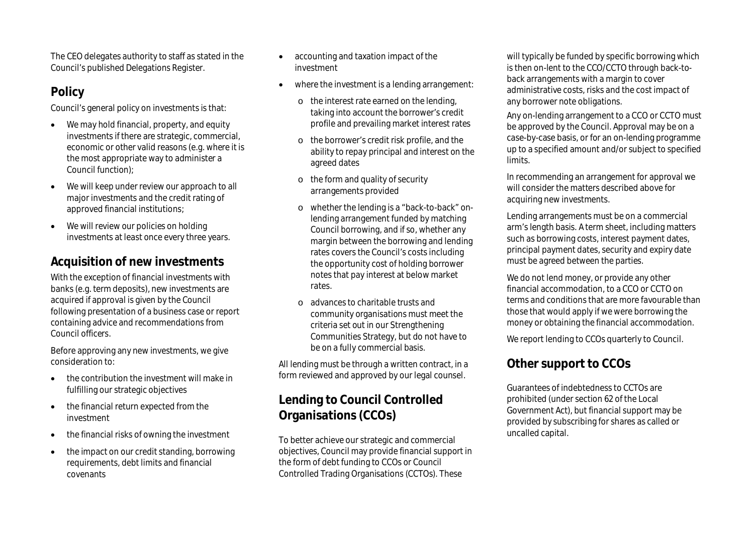The CEO delegates authority to staff as stated in the Council's published Delegations Register.

## Policy

Council's general policy on investments is that:

- We may hold financial, property, and equity investments if there are strategic, commercial, economic or other valid reasons (e.g. where it is the most appropriate way to administer a Council function);
- We will keep under review our approach to all major investments and the credit rating of approved financial institutions;
- We will review our policies on holding investments at least once every three years.

## Acquisition of new investments

With the exception of financial investments with banks (e.g. term deposits), new investments are acquired if approval is given by the Council following presentation of a business case or report containing advice and recommendations from Council officers.

Before approving any new investments, we give consideration to:

- the contribution the investment will make in fulfilling our strategic objectives
- the financial return expected from the investment
- the financial risks of owning the investment
- the impact on our credit standing, borrowing requirements, debt limits and financial covenants
- accounting and taxation impact of the investment
- where the investment is a lending arrangement:
  - the interest rate earned on the lending, taking into account the borrower's credit profile and prevailing market interest rates
  - the borrower's credit risk profile, and the ability to repay principal and interest on the agreed dates
  - the form and quality of security arrangements provided
  - whether the lending is a "back-to-back" on-lending arrangement funded by matching Council borrowing, and if so, whether any margin between the borrowing and lending rates covers the Council's costs including the opportunity cost of holding borrower notes that pay interest at below market rates.
  - advances to charitable trusts and community organisations must meet the criteria set out in our Strengthening Communities Strategy, but do not have to be on a fully commercial basis.

All lending must be through a written contract, in a form reviewed and approved by our legal counsel.

## Lending to Council Controlled Organisations (CCOs)

To better achieve our strategic and commercial objectives, Council may provide financial support in the form of debt funding to CCOs or Council Controlled Trading Organisations (CCTOs). These will typically be funded by specific borrowing which is then on-lent to the CCO/CCTO through back-to-back arrangements with a margin to cover administrative costs, risks and the cost impact of any borrower note obligations.

Any on-lending arrangement to a CCO or CCTO must be approved by the Council. Approval may be on a case-by-case basis, or for an on-lending programme up to a specified amount and/or subject to specified limits.

In recommending an arrangement for approval we will consider the matters described above for acquiring new investments.

Lending arrangements must be on a commercial arm's length basis. A term sheet, including matters such as borrowing costs, interest payment dates, principal payment dates, security and expiry date must be agreed between the parties.

We do not lend money, or provide any other financial accommodation, to a CCO or CCTO on terms and conditions that are more favourable than those that would apply if we were borrowing the money or obtaining the financial accommodation.

We report lending to CCOs quarterly to Council.

## Other support to CCOs

Guarantees of indebtedness to CCTOs are prohibited (under section 62 of the Local Government Act), but financial support may be provided by subscribing for shares as called or uncalled capital.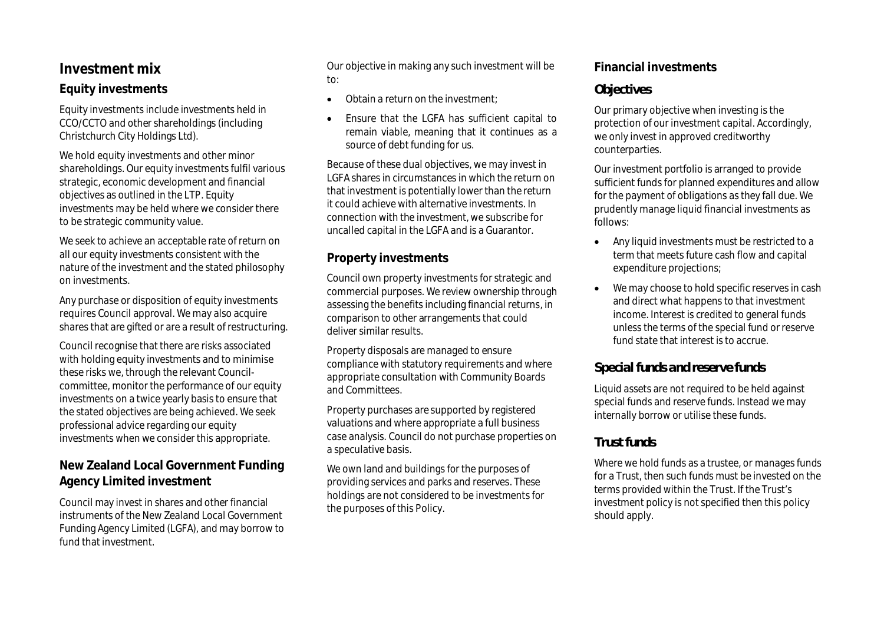## Investment mix

### Equity investments

Equity investments include investments held in CCO/CCTO and other shareholdings (including Christchurch City Holdings Ltd).

We hold equity investments and other minor shareholdings. Our equity investments fulfil various strategic, economic development and financial objectives as outlined in the LTP. Equity investments may be held where we consider there to be strategic community value.

We seek to achieve an acceptable rate of return on all our equity investments consistent with the nature of the investment and the stated philosophy on investments.

Any purchase or disposition of equity investments requires Council approval. We may also acquire shares that are gifted or are a result of restructuring.

Council recognise that there are risks associated with holding equity investments and to minimise these risks we, through the relevant Council-committee, monitor the performance of our equity investments on a twice yearly basis to ensure that the stated objectives are being achieved. We seek professional advice regarding our equity investments when we consider this appropriate.

### New Zealand Local Government Funding Agency Limited investment

Council may invest in shares and other financial instruments of the New Zealand Local Government Funding Agency Limited (LGFA), and may borrow to fund that investment.

Our objective in making any such investment will be to:

- Obtain a return on the investment;
- Ensure that the LGFA has sufficient capital to remain viable, meaning that it continues as a source of debt funding for us.

Because of these dual objectives, we may invest in LGFA shares in circumstances in which the return on that investment is potentially lower than the return it could achieve with alternative investments. In connection with the investment, we subscribe for uncalled capital in the LGFA and is a Guarantor.

### Property investments

Council own property investments for strategic and commercial purposes. We review ownership through assessing the benefits including financial returns, in comparison to other arrangements that could deliver similar results.

Property disposals are managed to ensure compliance with statutory requirements and where appropriate consultation with Community Boards and Committees.

Property purchases are supported by registered valuations and where appropriate a full business case analysis. Council do not purchase properties on a speculative basis.

We own land and buildings for the purposes of providing services and parks and reserves. These holdings are not considered to be investments for the purposes of this Policy.

### Financial investments

#### Objectives

Our primary objective when investing is the protection of our investment capital. Accordingly, we only invest in approved creditworthy counterparties.

Our investment portfolio is arranged to provide sufficient funds for planned expenditures and allow for the payment of obligations as they fall due. We prudently manage liquid financial investments as follows:

- Any liquid investments must be restricted to a term that meets future cash flow and capital expenditure projections;
- We may choose to hold specific reserves in cash and direct what happens to that investment income. Interest is credited to general funds unless the terms of the special fund or reserve fund state that interest is to accrue.

#### Special funds and reserve funds

Liquid assets are not required to be held against special funds and reserve funds. Instead we may internally borrow or utilise these funds.

#### Trust funds

Where we hold funds as a trustee, or manages funds for a Trust, then such funds must be invested on the terms provided within the Trust. If the Trust's investment policy is not specified then this policy should apply.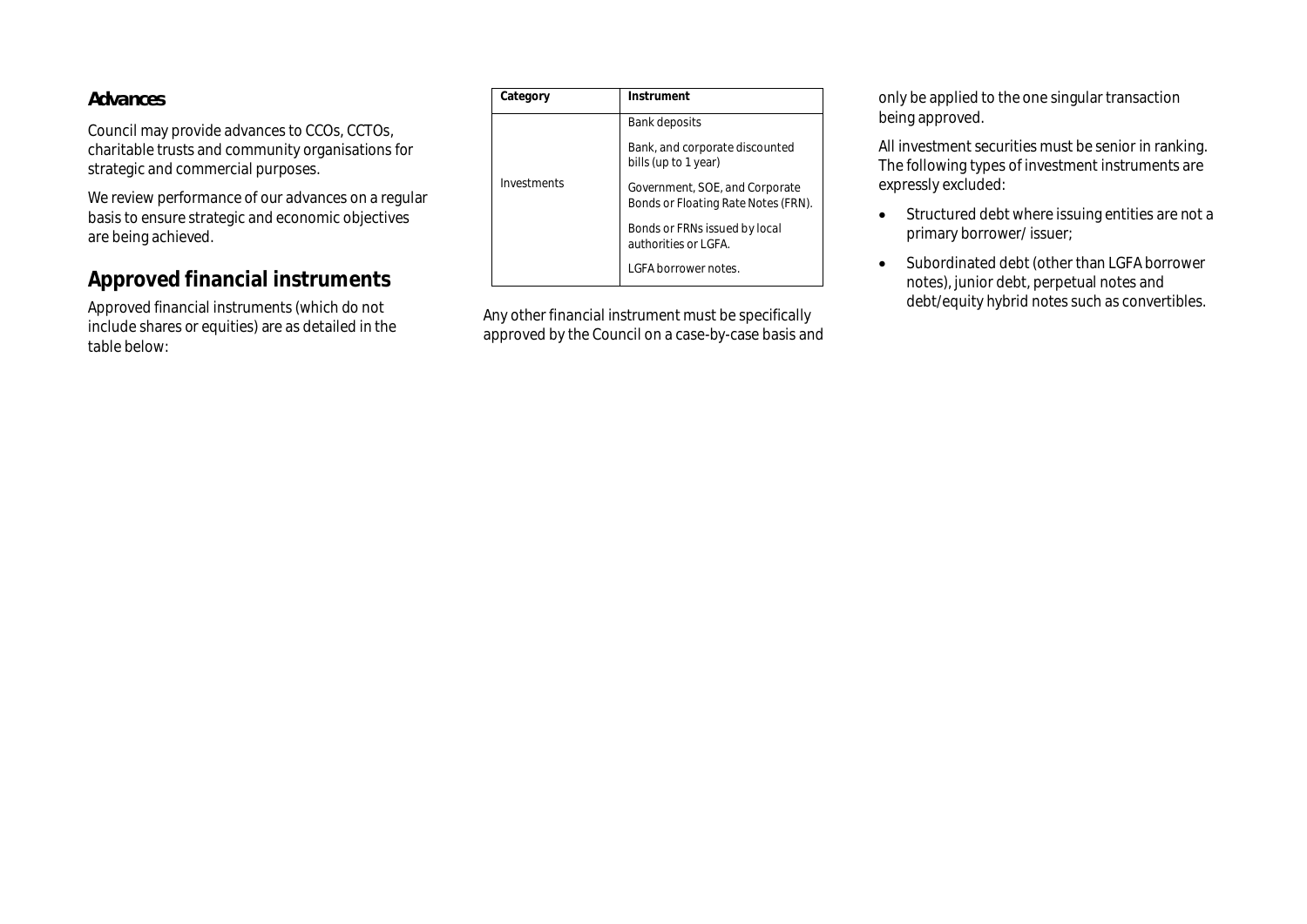### Advances

Council may provide advances to CCOs, CCTOs, charitable trusts and community organisations for strategic and commercial purposes.

We review performance of our advances on a regular basis to ensure strategic and economic objectives are being achieved.

## Approved financial instruments

Approved financial instruments (which do not include shares or equities) are as detailed in the table below:

| Category | Instrument |
| --- | --- |
| Investments | Bank deposits |
| | Bank, and corporate discounted bills (up to 1 year) |
| | Government, SOE, and Corporate Bonds or Floating Rate Notes (FRN). |
| | Bonds or FRNs issued by local authorities or LGFA. |
| | LGFA borrower notes. |

Any other financial instrument must be specifically approved by the Council on a case-by-case basis and only be applied to the one singular transaction being approved.

All investment securities must be senior in ranking. The following types of investment instruments are expressly excluded:

- Structured debt where issuing entities are not a primary borrower/ issuer;
- Subordinated debt (other than LGFA borrower notes), junior debt, perpetual notes and debt/equity hybrid notes such as convertibles.